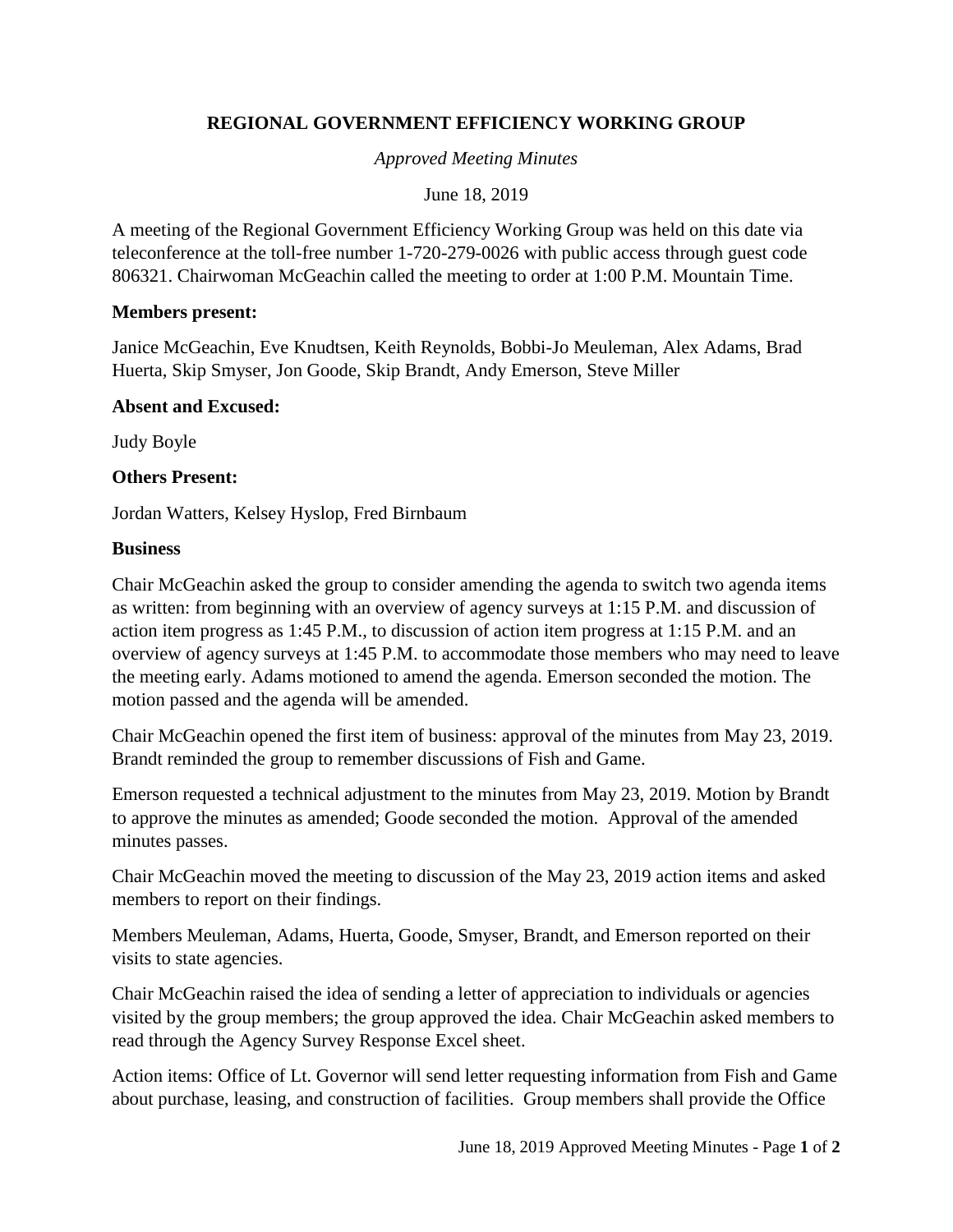# REGIONAL GOVERNMENT EFFICIENCY WORKING GROUP

*Approved Meeting Minutes*

June 18, 2019

A meeting of the Regional Government Efficiency Working Group was held on this date via teleconference at the toll-free number 1-720-279-0026 with public access through guest code 806321. Chairwoman McGeachin called the meeting to order at 1:00 P.M. Mountain Time.

**Members present:**

Janice McGeachin, Eve Knudtsen, Keith Reynolds, Bobbi-Jo Meuleman, Alex Adams, Brad Huerta, Skip Smyser, Jon Goode, Skip Brandt, Andy Emerson, Steve Miller

**Absent and Excused:**

Judy Boyle

**Others Present:**

Jordan Watters, Kelsey Hyslop, Fred Birnbaum

**Business**

Chair McGeachin asked the group to consider amending the agenda to switch two agenda items as written: from beginning with an overview of agency surveys at 1:15 P.M. and discussion of action item progress as 1:45 P.M., to discussion of action item progress at 1:15 P.M. and an overview of agency surveys at 1:45 P.M. to accommodate those members who may need to leave the meeting early. Adams motioned to amend the agenda. Emerson seconded the motion. The motion passed and the agenda will be amended.

Chair McGeachin opened the first item of business: approval of the minutes from May 23, 2019. Brandt reminded the group to remember discussions of Fish and Game.

Emerson requested a technical adjustment to the minutes from May 23, 2019. Motion by Brandt to approve the minutes as amended; Goode seconded the motion. Approval of the amended minutes passes.

Chair McGeachin moved the meeting to discussion of the May 23, 2019 action items and asked members to report on their findings.

Members Meuleman, Adams, Huerta, Goode, Smyser, Brandt, and Emerson reported on their visits to state agencies.

Chair McGeachin raised the idea of sending a letter of appreciation to individuals or agencies visited by the group members; the group approved the idea. Chair McGeachin asked members to read through the Agency Survey Response Excel sheet.

Action items: Office of Lt. Governor will send letter requesting information from Fish and Game about purchase, leasing, and construction of facilities. Group members shall provide the Office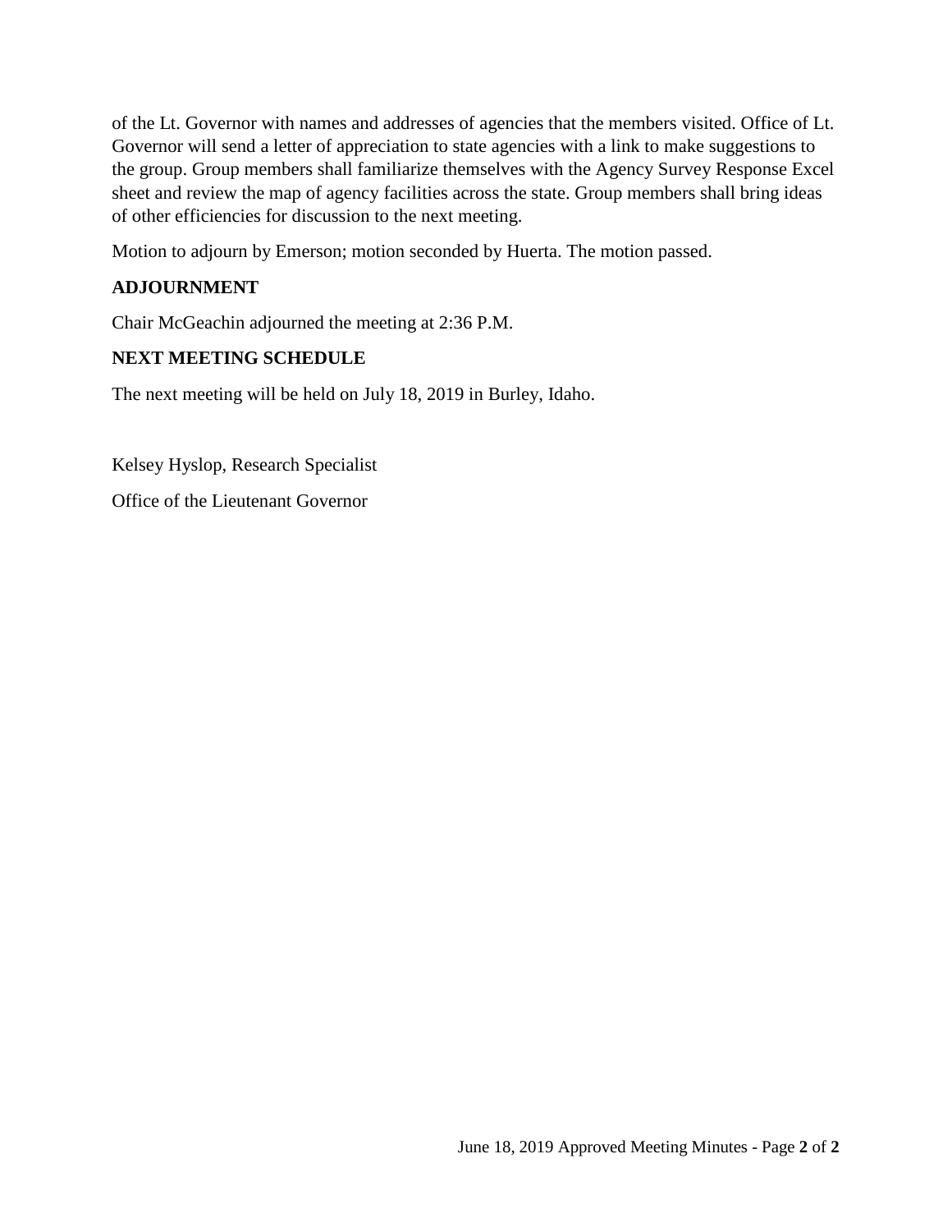of the Lt. Governor with names and addresses of agencies that the members visited. Office of Lt. Governor will send a letter of appreciation to state agencies with a link to make suggestions to the group. Group members shall familiarize themselves with the Agency Survey Response Excel sheet and review the map of agency facilities across the state. Group members shall bring ideas of other efficiencies for discussion to the next meeting.

Motion to adjourn by Emerson; motion seconded by Huerta. The motion passed.

**ADJOURNMENT**

Chair McGeachin adjourned the meeting at 2:36 P.M.

**NEXT MEETING SCHEDULE**

The next meeting will be held on July 18, 2019 in Burley, Idaho.

Kelsey Hyslop, Research Specialist

Office of the Lieutenant Governor